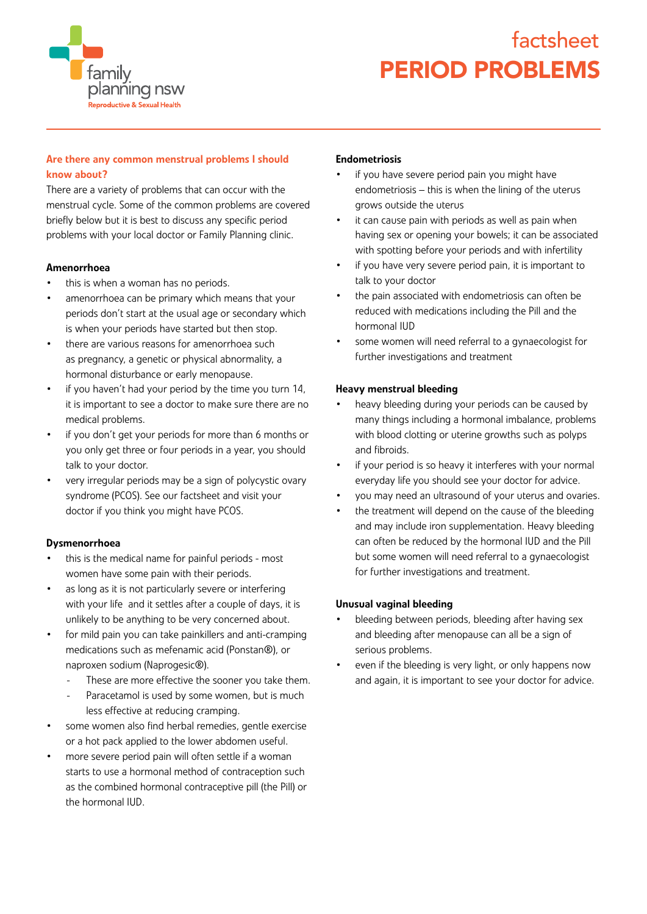family planning nsw
Reproductive & Sexual Health

factsheet

# PERIOD PROBLEMS

## Are there any common menstrual problems I should know about?

There are a variety of problems that can occur with the menstrual cycle. Some of the common problems are covered briefly below but it is best to discuss any specific period problems with your local doctor or Family Planning clinic.

### Amenorrhoea

- this is when a woman has no periods.
- amenorrhoea can be primary which means that your periods don't start at the usual age or secondary which is when your periods have started but then stop.
- there are various reasons for amenorrhoea such as pregnancy, a genetic or physical abnormality, a hormonal disturbance or early menopause.
- if you haven't had your period by the time you turn 14, it is important to see a doctor to make sure there are no medical problems.
- if you don't get your periods for more than 6 months or you only get three or four periods in a year, you should talk to your doctor.
- very irregular periods may be a sign of polycystic ovary syndrome (PCOS). See our factsheet and visit your doctor if you think you might have PCOS.

### Dysmenorrhoea

- this is the medical name for painful periods - most women have some pain with their periods.
- as long as it is not particularly severe or interfering with your life and it settles after a couple of days, it is unlikely to be anything to be very concerned about.
- for mild pain you can take painkillers and anti-cramping medications such as mefenamic acid (Ponstan®), or naproxen sodium (Naprogesic®).
  - These are more effective the sooner you take them.
  - Paracetamol is used by some women, but is much less effective at reducing cramping.
- some women also find herbal remedies, gentle exercise or a hot pack applied to the lower abdomen useful.
- more severe period pain will often settle if a woman starts to use a hormonal method of contraception such as the combined hormonal contraceptive pill (the Pill) or the hormonal IUD.

### Endometriosis

- if you have severe period pain you might have endometriosis – this is when the lining of the uterus grows outside the uterus
- it can cause pain with periods as well as pain when having sex or opening your bowels; it can be associated with spotting before your periods and with infertility
- if you have very severe period pain, it is important to talk to your doctor
- the pain associated with endometriosis can often be reduced with medications including the Pill and the hormonal IUD
- some women will need referral to a gynaecologist for further investigations and treatment

### Heavy menstrual bleeding

- heavy bleeding during your periods can be caused by many things including a hormonal imbalance, problems with blood clotting or uterine growths such as polyps and fibroids.
- if your period is so heavy it interferes with your normal everyday life you should see your doctor for advice.
- you may need an ultrasound of your uterus and ovaries.
- the treatment will depend on the cause of the bleeding and may include iron supplementation. Heavy bleeding can often be reduced by the hormonal IUD and the Pill but some women will need referral to a gynaecologist for further investigations and treatment.

### Unusual vaginal bleeding

- bleeding between periods, bleeding after having sex and bleeding after menopause can all be a sign of serious problems.
- even if the bleeding is very light, or only happens now and again, it is important to see your doctor for advice.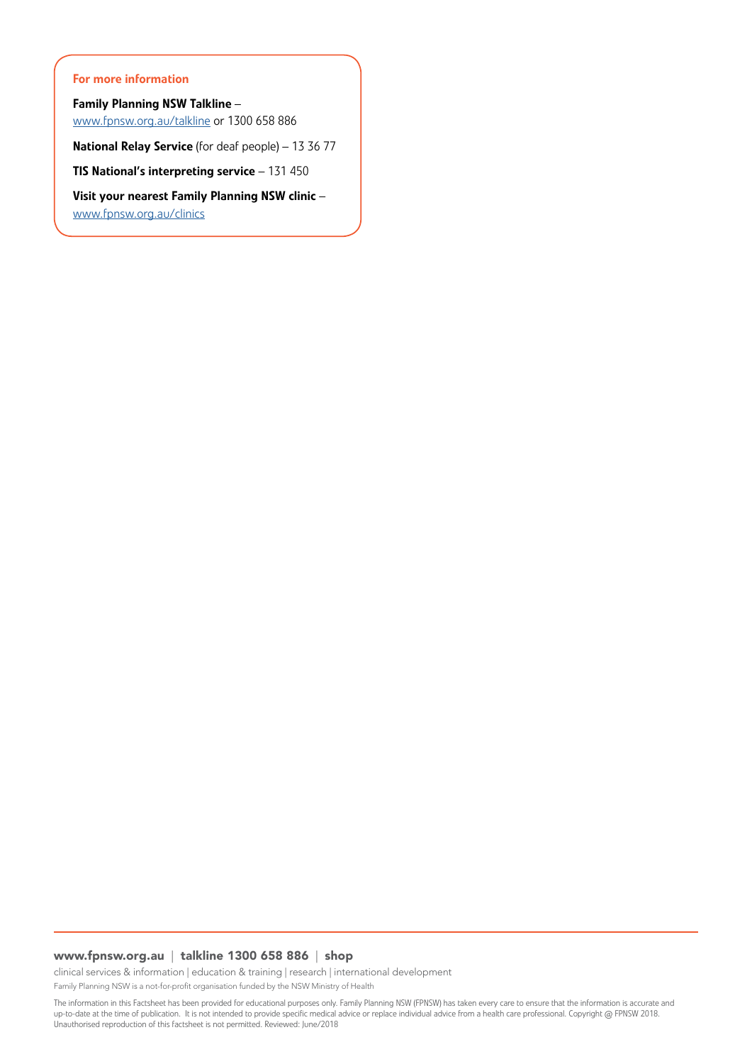### For more information

**Family Planning NSW Talkline** – www.fpnsw.org.au/talkline or 1300 658 886

**National Relay Service** (for deaf people) – 13 36 77

**TIS National's interpreting service** – 131 450

**Visit your nearest Family Planning NSW clinic** – www.fpnsw.org.au/clinics

**www.fpnsw.org.au** | **talkline 1300 658 886** | **shop**

clinical services & information | education & training | research | international development

Family Planning NSW is a not-for-profit organisation funded by the NSW Ministry of Health

The information in this Factsheet has been provided for educational purposes only. Family Planning NSW (FPNSW) has taken every care to ensure that the information is accurate and up-to-date at the time of publication. It is not intended to provide specific medical advice or replace individual advice from a health care professional. Copyright @ FPNSW 2018. Unauthorised reproduction of this factsheet is not permitted. Reviewed: June/2018